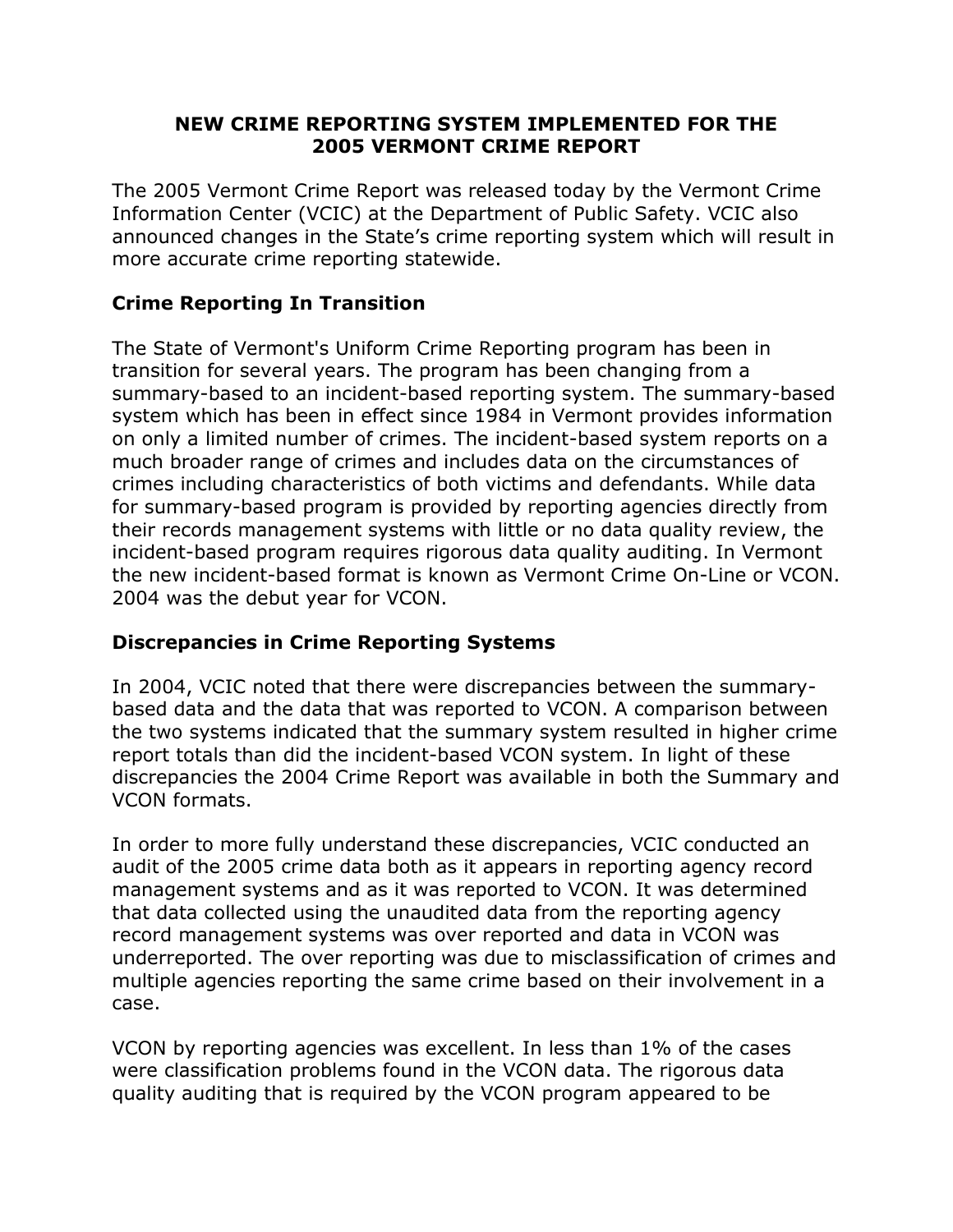# NEW CRIME REPORTING SYSTEM IMPLEMENTED FOR THE 2005 VERMONT CRIME REPORT

The 2005 Vermont Crime Report was released today by the Vermont Crime Information Center (VCIC) at the Department of Public Safety. VCIC also announced changes in the State's crime reporting system which will result in more accurate crime reporting statewide.

## Crime Reporting In Transition

The State of Vermont's Uniform Crime Reporting program has been in transition for several years. The program has been changing from a summary-based to an incident-based reporting system. The summary-based system which has been in effect since 1984 in Vermont provides information on only a limited number of crimes. The incident-based system reports on a much broader range of crimes and includes data on the circumstances of crimes including characteristics of both victims and defendants. While data for summary-based program is provided by reporting agencies directly from their records management systems with little or no data quality review, the incident-based program requires rigorous data quality auditing. In Vermont the new incident-based format is known as Vermont Crime On-Line or VCON. 2004 was the debut year for VCON.

## Discrepancies in Crime Reporting Systems

In 2004, VCIC noted that there were discrepancies between the summary-based data and the data that was reported to VCON. A comparison between the two systems indicated that the summary system resulted in higher crime report totals than did the incident-based VCON system. In light of these discrepancies the 2004 Crime Report was available in both the Summary and VCON formats.

In order to more fully understand these discrepancies, VCIC conducted an audit of the 2005 crime data both as it appears in reporting agency record management systems and as it was reported to VCON. It was determined that data collected using the unaudited data from the reporting agency record management systems was over reported and data in VCON was underreported. The over reporting was due to misclassification of crimes and multiple agencies reporting the same crime based on their involvement in a case.

VCON by reporting agencies was excellent. In less than 1% of the cases were classification problems found in the VCON data. The rigorous data quality auditing that is required by the VCON program appeared to be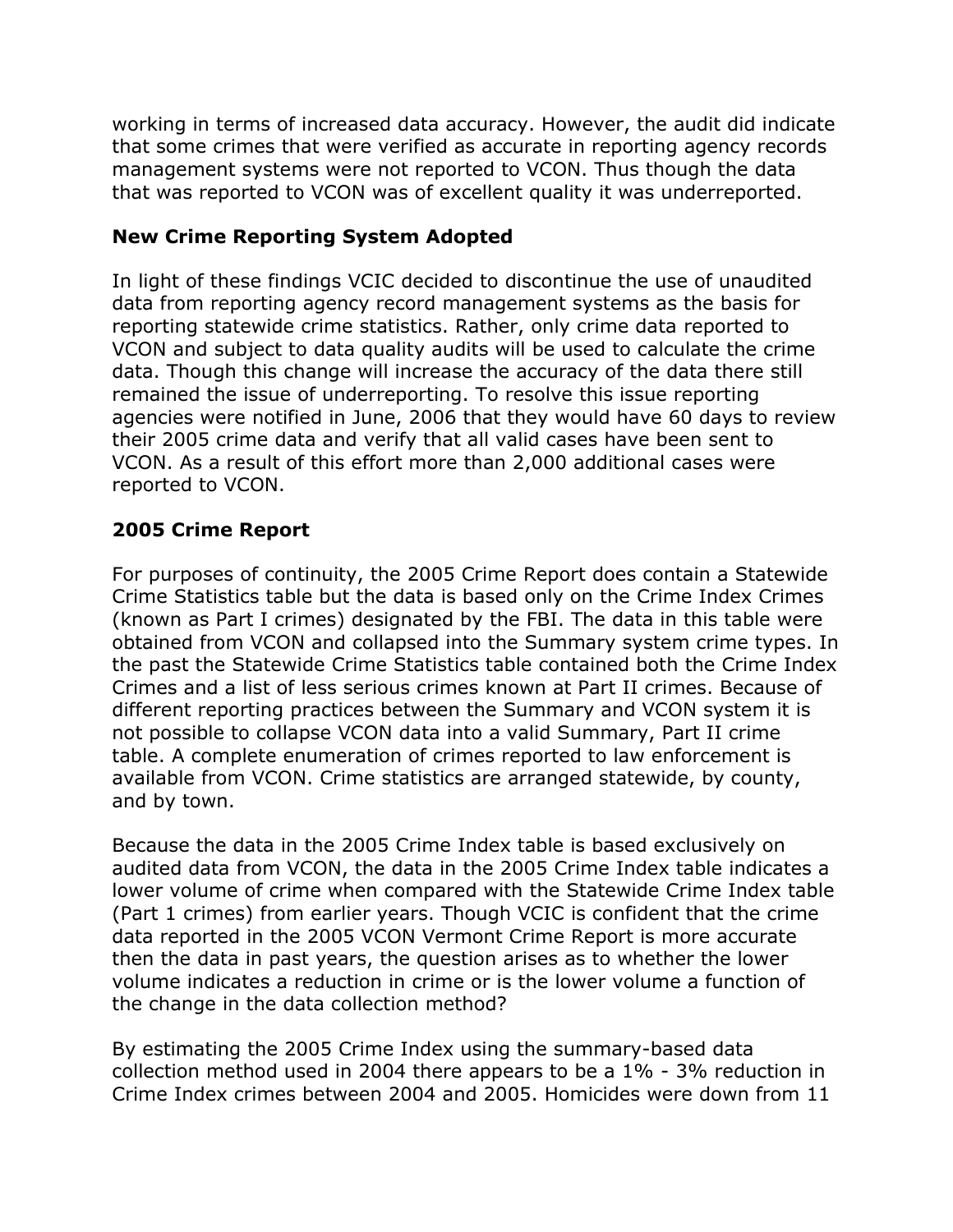working in terms of increased data accuracy. However, the audit did indicate that some crimes that were verified as accurate in reporting agency records management systems were not reported to VCON. Thus though the data that was reported to VCON was of excellent quality it was underreported.

### New Crime Reporting System Adopted

In light of these findings VCIC decided to discontinue the use of unaudited data from reporting agency record management systems as the basis for reporting statewide crime statistics. Rather, only crime data reported to VCON and subject to data quality audits will be used to calculate the crime data. Though this change will increase the accuracy of the data there still remained the issue of underreporting. To resolve this issue reporting agencies were notified in June, 2006 that they would have 60 days to review their 2005 crime data and verify that all valid cases have been sent to VCON. As a result of this effort more than 2,000 additional cases were reported to VCON.

### 2005 Crime Report

For purposes of continuity, the 2005 Crime Report does contain a Statewide Crime Statistics table but the data is based only on the Crime Index Crimes (known as Part I crimes) designated by the FBI. The data in this table were obtained from VCON and collapsed into the Summary system crime types. In the past the Statewide Crime Statistics table contained both the Crime Index Crimes and a list of less serious crimes known at Part II crimes. Because of different reporting practices between the Summary and VCON system it is not possible to collapse VCON data into a valid Summary, Part II crime table. A complete enumeration of crimes reported to law enforcement is available from VCON. Crime statistics are arranged statewide, by county, and by town.

Because the data in the 2005 Crime Index table is based exclusively on audited data from VCON, the data in the 2005 Crime Index table indicates a lower volume of crime when compared with the Statewide Crime Index table (Part 1 crimes) from earlier years. Though VCIC is confident that the crime data reported in the 2005 VCON Vermont Crime Report is more accurate then the data in past years, the question arises as to whether the lower volume indicates a reduction in crime or is the lower volume a function of the change in the data collection method?

By estimating the 2005 Crime Index using the summary-based data collection method used in 2004 there appears to be a 1% - 3% reduction in Crime Index crimes between 2004 and 2005. Homicides were down from 11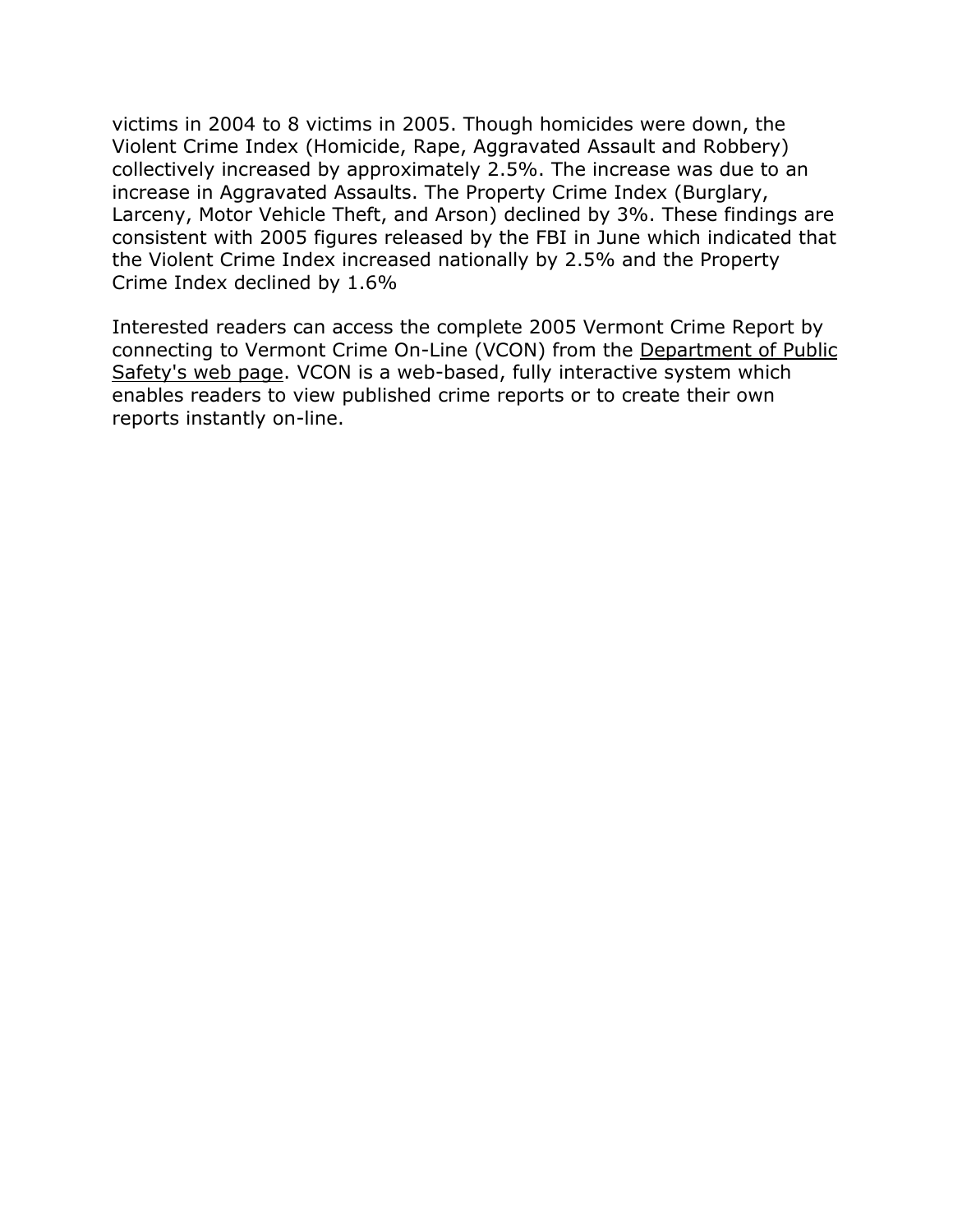victims in 2004 to 8 victims in 2005. Though homicides were down, the Violent Crime Index (Homicide, Rape, Aggravated Assault and Robbery) collectively increased by approximately 2.5%. The increase was due to an increase in Aggravated Assaults. The Property Crime Index (Burglary, Larceny, Motor Vehicle Theft, and Arson) declined by 3%. These findings are consistent with 2005 figures released by the FBI in June which indicated that the Violent Crime Index increased nationally by 2.5% and the Property Crime Index declined by 1.6%

Interested readers can access the complete 2005 Vermont Crime Report by connecting to Vermont Crime On-Line (VCON) from the Department of Public Safety's web page. VCON is a web-based, fully interactive system which enables readers to view published crime reports or to create their own reports instantly on-line.